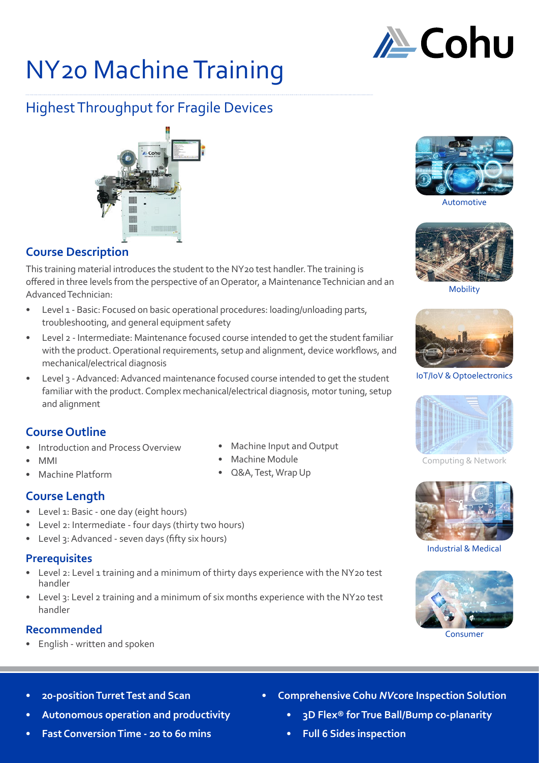# NY20 Machine Training

## Highest Throughput for Fragile Devices

Automotive

Mobility

IoT/IoV & Optoelectronics

Computing & Network

Industrial & Medical

Consumer

### Course Description

This training material introduces the student to the NY20 test handler. The training is offered in three levels from the perspective of an Operator, a Maintenance Technician and an Advanced Technician:

- Level 1 - Basic: Focused on basic operational procedures: loading/unloading parts, troubleshooting, and general equipment safety
- Level 2 - Intermediate: Maintenance focused course intended to get the student familiar with the product. Operational requirements, setup and alignment, device workflows, and mechanical/electrical diagnosis
- Level 3 - Advanced: Advanced maintenance focused course intended to get the student familiar with the product. Complex mechanical/electrical diagnosis, motor tuning, setup and alignment

### Course Outline

- Introduction and Process Overview
- MMI
- Machine Platform
- Machine Input and Output
- Machine Module
- Q&A, Test, Wrap Up

### Course Length

- Level 1: Basic - one day (eight hours)
- Level 2: Intermediate - four days (thirty two hours)
- Level 3: Advanced - seven days (fifty six hours)

### Prerequisites

- Level 2: Level 1 training and a minimum of thirty days experience with the NY20 test handler
- Level 3: Level 2 training and a minimum of six months experience with the NY20 test handler

### Recommended

- English - written and spoken

---

- **20-position Turret Test and Scan**
- **Autonomous operation and productivity**
- **Fast Conversion Time - 20 to 60 mins**
- **Comprehensive Cohu *NV*core Inspection Solution**
  - **3D Flex® for True Ball/Bump co-planarity**
  - **Full 6 Sides inspection**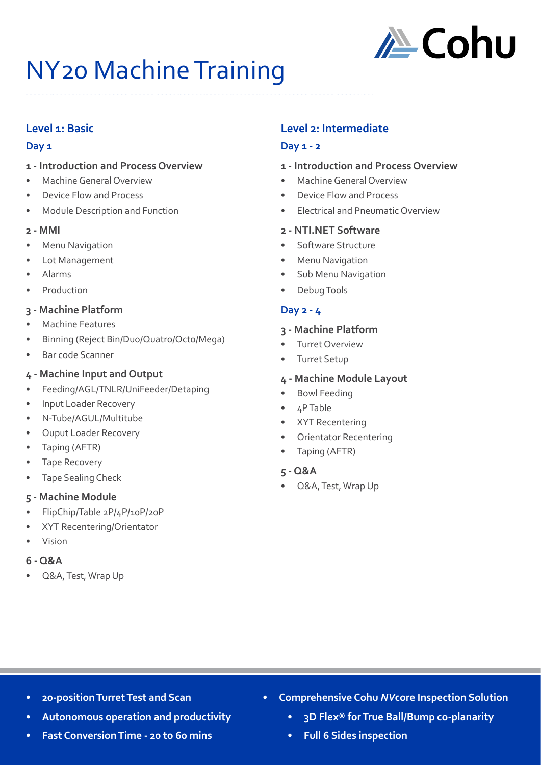# NY20 Machine Training

## Level 1: Basic

### Day 1

#### 1 - Introduction and Process Overview

- Machine General Overview
- Device Flow and Process
- Module Description and Function

#### 2 - MMI

- Menu Navigation
- Lot Management
- Alarms
- Production

#### 3 - Machine Platform

- Machine Features
- Binning (Reject Bin/Duo/Quatro/Octo/Mega)
- Bar code Scanner

#### 4 - Machine Input and Output

- Feeding/AGL/TNLR/UniFeeder/Detaping
- Input Loader Recovery
- N-Tube/AGUL/Multitube
- Ouput Loader Recovery
- Taping (AFTR)
- Tape Recovery
- Tape Sealing Check

#### 5 - Machine Module

- FlipChip/Table 2P/4P/10P/20P
- XYT Recentering/Orientator
- Vision

#### 6 - Q&A

- Q&A, Test, Wrap Up

## Level 2: Intermediate

### Day 1 - 2

#### 1 - Introduction and Process Overview

- Machine General Overview
- Device Flow and Process
- Electrical and Pneumatic Overview

#### 2 - NTI.NET Software

- Software Structure
- Menu Navigation
- Sub Menu Navigation
- Debug Tools

### Day 2 - 4

#### 3 - Machine Platform

- Turret Overview
- Turret Setup

#### 4 - Machine Module Layout

- Bowl Feeding
- 4P Table
- XYT Recentering
- Orientator Recentering
- Taping (AFTR)

#### 5 - Q&A

- Q&A, Test, Wrap Up

---

- **20-position Turret Test and Scan**
- **Autonomous operation and productivity**
- **Fast Conversion Time - 20 to 60 mins**
- **Comprehensive Cohu *NV*core Inspection Solution**
  - **3D Flex® for True Ball/Bump co-planarity**
  - **Full 6 Sides inspection**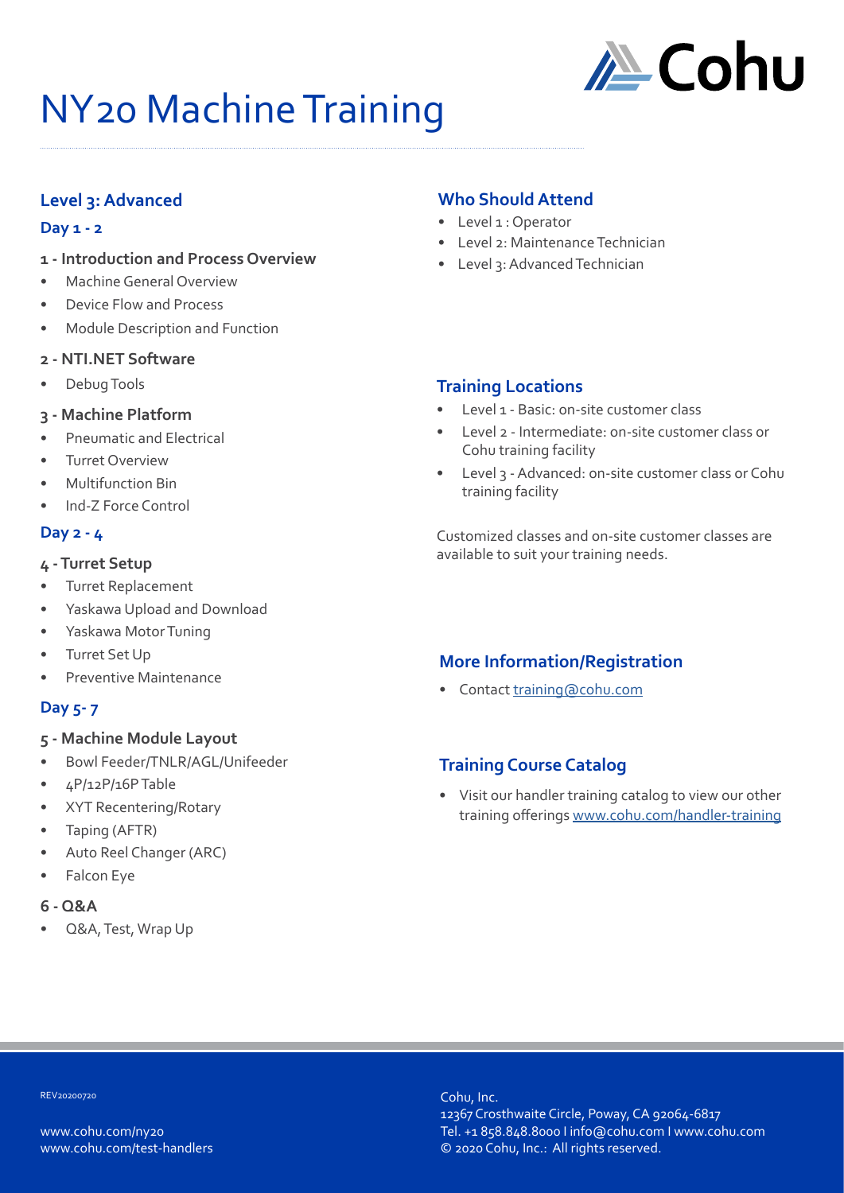# NY20 Machine Training

## Level 3: Advanced

### Day 1 - 2

**1 - Introduction and Process Overview**

- Machine General Overview
- Device Flow and Process
- Module Description and Function

**2 - NTI.NET Software**

- Debug Tools

**3 - Machine Platform**

- Pneumatic and Electrical
- Turret Overview
- Multifunction Bin
- Ind-Z Force Control

### Day 2 - 4

**4 - Turret Setup**

- Turret Replacement
- Yaskawa Upload and Download
- Yaskawa Motor Tuning
- Turret Set Up
- Preventive Maintenance

### Day 5- 7

**5 - Machine Module Layout**

- Bowl Feeder/TNLR/AGL/Unifeeder
- 4P/12P/16P Table
- XYT Recentering/Rotary
- Taping (AFTR)
- Auto Reel Changer (ARC)
- Falcon Eye

**6 - Q&A**

- Q&A, Test, Wrap Up

## Who Should Attend

- Level 1 : Operator
- Level 2: Maintenance Technician
- Level 3: Advanced Technician

## Training Locations

- Level 1 - Basic: on-site customer class
- Level 2 - Intermediate: on-site customer class or Cohu training facility
- Level 3 - Advanced: on-site customer class or Cohu training facility

Customized classes and on-site customer classes are available to suit your training needs.

## More Information/Registration

- Contact training@cohu.com

## Training Course Catalog

- Visit our handler training catalog to view our other training offerings www.cohu.com/handler-training

REV20200720

www.cohu.com/ny20
www.cohu.com/test-handlers

Cohu, Inc.
12367 Crosthwaite Circle, Poway, CA 92064-6817
Tel. +1 858.848.8000 I info@cohu.com I www.cohu.com
© 2020 Cohu, Inc.: All rights reserved.